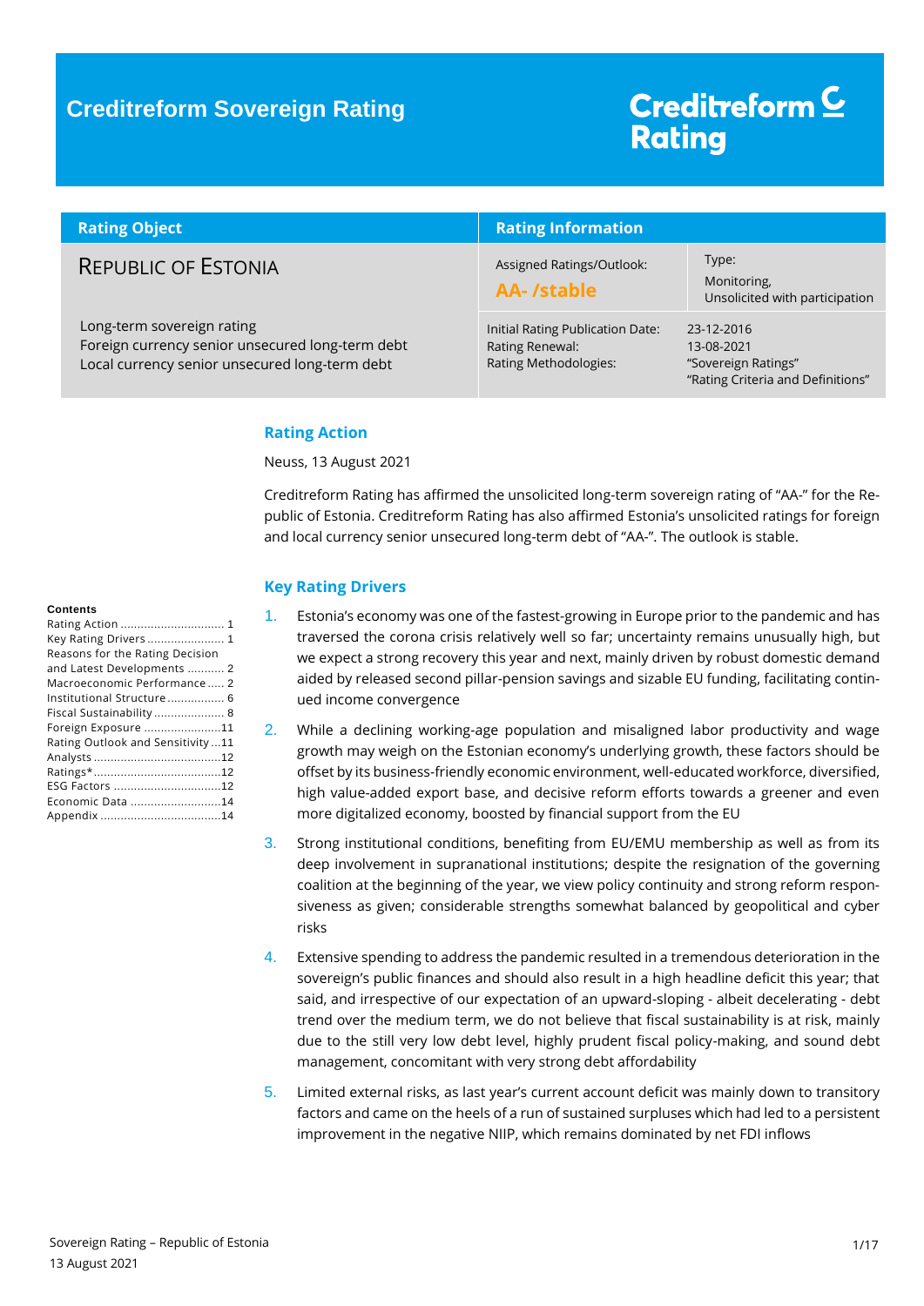# Creditreform Sovereign Rating

Creditreform Rating

| Rating Object | Rating Information | |
|---|---|---|
| REPUBLIC OF ESTONIA | Assigned Ratings/Outlook: **AA- /stable** | Type: Monitoring, Unsolicited with participation |
| Long-term sovereign rating<br>Foreign currency senior unsecured long-term debt<br>Local currency senior unsecured long-term debt | Initial Rating Publication Date:<br>Rating Renewal:<br>Rating Methodologies: | 23-12-2016<br>13-08-2021<br>"Sovereign Ratings"<br>"Rating Criteria and Definitions" |

**Contents**

- Rating Action ..... 1
- Key Rating Drivers ..... 1
- Reasons for the Rating Decision and Latest Developments ..... 2
- Macroeconomic Performance ..... 2
- Institutional Structure ..... 6
- Fiscal Sustainability ..... 8
- Foreign Exposure ..... 11
- Rating Outlook and Sensitivity ..... 11
- Analysts ..... 12
- Ratings* ..... 12
- ESG Factors ..... 12
- Economic Data ..... 14
- Appendix ..... 14

## Rating Action

Neuss, 13 August 2021

Creditreform Rating has affirmed the unsolicited long-term sovereign rating of "AA-" for the Republic of Estonia. Creditreform Rating has also affirmed Estonia's unsolicited ratings for foreign and local currency senior unsecured long-term debt of "AA-". The outlook is stable.

## Key Rating Drivers

1. Estonia's economy was one of the fastest-growing in Europe prior to the pandemic and has traversed the corona crisis relatively well so far; uncertainty remains unusually high, but we expect a strong recovery this year and next, mainly driven by robust domestic demand aided by released second pillar-pension savings and sizable EU funding, facilitating continued income convergence
2. While a declining working-age population and misaligned labor productivity and wage growth may weigh on the Estonian economy's underlying growth, these factors should be offset by its business-friendly economic environment, well-educated workforce, diversified, high value-added export base, and decisive reform efforts towards a greener and even more digitalized economy, boosted by financial support from the EU
3. Strong institutional conditions, benefiting from EU/EMU membership as well as from its deep involvement in supranational institutions; despite the resignation of the governing coalition at the beginning of the year, we view policy continuity and strong reform responsiveness as given; considerable strengths somewhat balanced by geopolitical and cyber risks
4. Extensive spending to address the pandemic resulted in a tremendous deterioration in the sovereign's public finances and should also result in a high headline deficit this year; that said, and irrespective of our expectation of an upward-sloping - albeit decelerating - debt trend over the medium term, we do not believe that fiscal sustainability is at risk, mainly due to the still very low debt level, highly prudent fiscal policy-making, and sound debt management, concomitant with very strong debt affordability
5. Limited external risks, as last year's current account deficit was mainly down to transitory factors and came on the heels of a run of sustained surpluses which had led to a persistent improvement in the negative NIIP, which remains dominated by net FDI inflows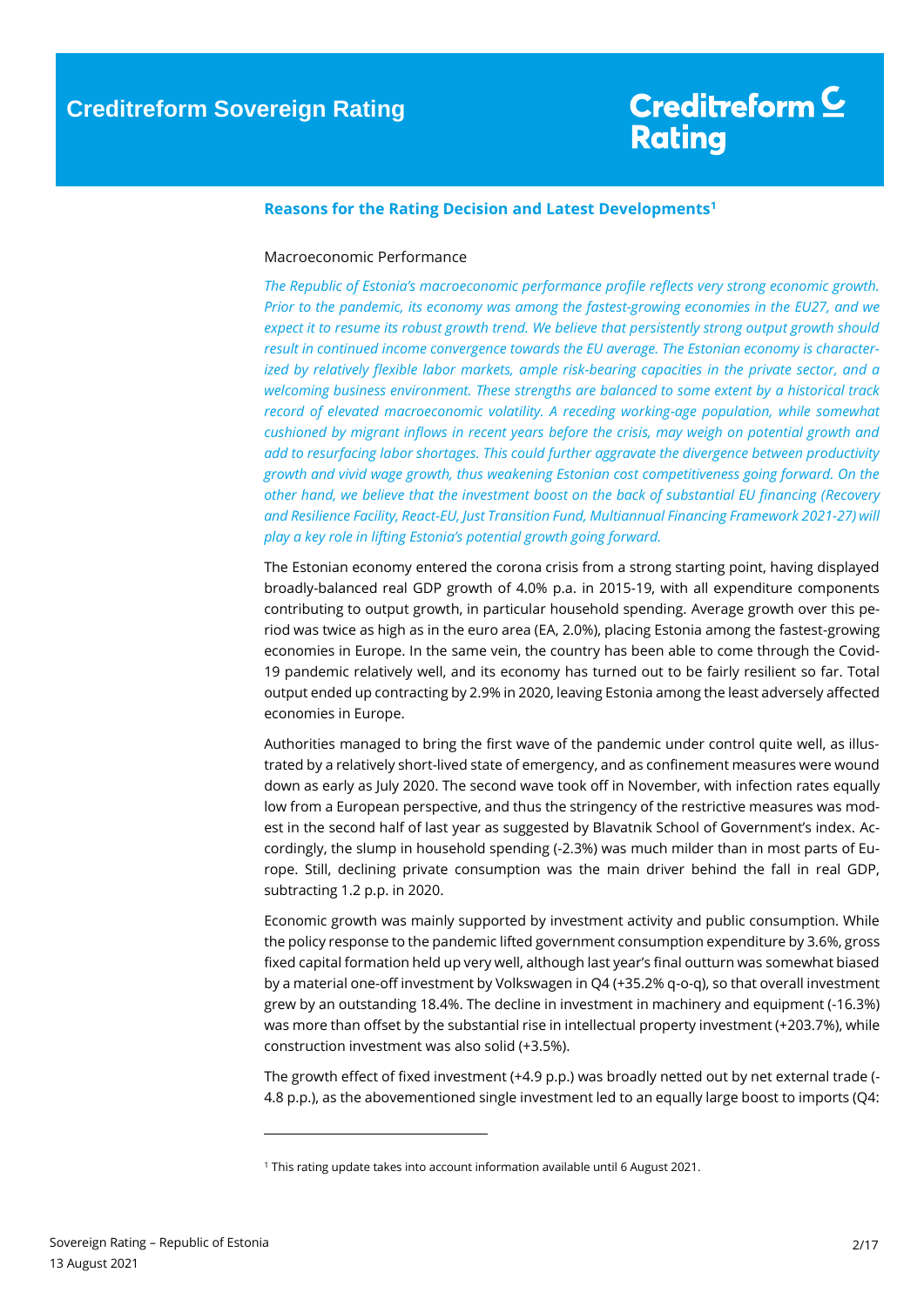## Reasons for the Rating Decision and Latest Developments[1]

Macroeconomic Performance

*The Republic of Estonia's macroeconomic performance profile reflects very strong economic growth. Prior to the pandemic, its economy was among the fastest-growing economies in the EU27, and we expect it to resume its robust growth trend. We believe that persistently strong output growth should result in continued income convergence towards the EU average. The Estonian economy is characterized by relatively flexible labor markets, ample risk-bearing capacities in the private sector, and a welcoming business environment. These strengths are balanced to some extent by a historical track record of elevated macroeconomic volatility. A receding working-age population, while somewhat cushioned by migrant inflows in recent years before the crisis, may weigh on potential growth and add to resurfacing labor shortages. This could further aggravate the divergence between productivity growth and vivid wage growth, thus weakening Estonian cost competitiveness going forward. On the other hand, we believe that the investment boost on the back of substantial EU financing (Recovery and Resilience Facility, React-EU, Just Transition Fund, Multiannual Financing Framework 2021-27) will play a key role in lifting Estonia's potential growth going forward.*

The Estonian economy entered the corona crisis from a strong starting point, having displayed broadly-balanced real GDP growth of 4.0% p.a. in 2015-19, with all expenditure components contributing to output growth, in particular household spending. Average growth over this period was twice as high as in the euro area (EA, 2.0%), placing Estonia among the fastest-growing economies in Europe. In the same vein, the country has been able to come through the Covid-19 pandemic relatively well, and its economy has turned out to be fairly resilient so far. Total output ended up contracting by 2.9% in 2020, leaving Estonia among the least adversely affected economies in Europe.

Authorities managed to bring the first wave of the pandemic under control quite well, as illustrated by a relatively short-lived state of emergency, and as confinement measures were wound down as early as July 2020. The second wave took off in November, with infection rates equally low from a European perspective, and thus the stringency of the restrictive measures was modest in the second half of last year as suggested by Blavatnik School of Government's index. Accordingly, the slump in household spending (-2.3%) was much milder than in most parts of Europe. Still, declining private consumption was the main driver behind the fall in real GDP, subtracting 1.2 p.p. in 2020.

Economic growth was mainly supported by investment activity and public consumption. While the policy response to the pandemic lifted government consumption expenditure by 3.6%, gross fixed capital formation held up very well, although last year's final outturn was somewhat biased by a material one-off investment by Volkswagen in Q4 (+35.2% q-o-q), so that overall investment grew by an outstanding 18.4%. The decline in investment in machinery and equipment (-16.3%) was more than offset by the substantial rise in intellectual property investment (+203.7%), while construction investment was also solid (+3.5%).

The growth effect of fixed investment (+4.9 p.p.) was broadly netted out by net external trade (-4.8 p.p.), as the abovementioned single investment led to an equally large boost to imports (Q4:

[1] This rating update takes into account information available until 6 August 2021.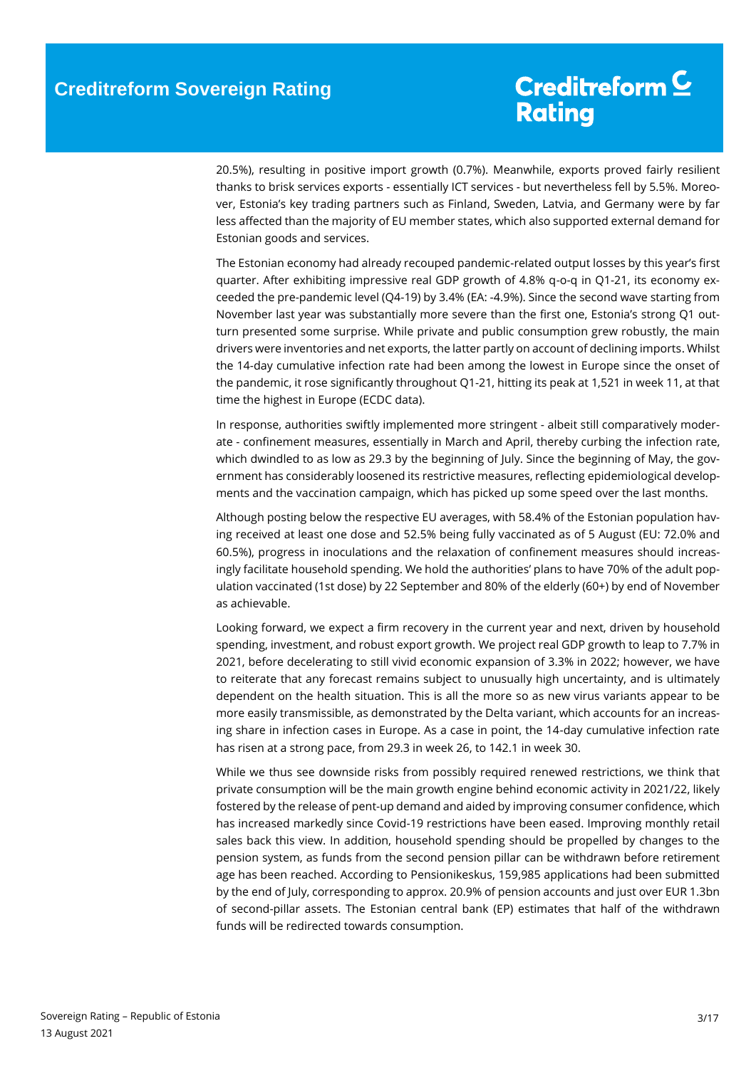20.5%), resulting in positive import growth (0.7%). Meanwhile, exports proved fairly resilient thanks to brisk services exports - essentially ICT services - but nevertheless fell by 5.5%. Moreover, Estonia's key trading partners such as Finland, Sweden, Latvia, and Germany were by far less affected than the majority of EU member states, which also supported external demand for Estonian goods and services.

The Estonian economy had already recouped pandemic-related output losses by this year's first quarter. After exhibiting impressive real GDP growth of 4.8% q-o-q in Q1-21, its economy exceeded the pre-pandemic level (Q4-19) by 3.4% (EA: -4.9%). Since the second wave starting from November last year was substantially more severe than the first one, Estonia's strong Q1 outturn presented some surprise. While private and public consumption grew robustly, the main drivers were inventories and net exports, the latter partly on account of declining imports. Whilst the 14-day cumulative infection rate had been among the lowest in Europe since the onset of the pandemic, it rose significantly throughout Q1-21, hitting its peak at 1,521 in week 11, at that time the highest in Europe (ECDC data).

In response, authorities swiftly implemented more stringent - albeit still comparatively moderate - confinement measures, essentially in March and April, thereby curbing the infection rate, which dwindled to as low as 29.3 by the beginning of July. Since the beginning of May, the government has considerably loosened its restrictive measures, reflecting epidemiological developments and the vaccination campaign, which has picked up some speed over the last months.

Although posting below the respective EU averages, with 58.4% of the Estonian population having received at least one dose and 52.5% being fully vaccinated as of 5 August (EU: 72.0% and 60.5%), progress in inoculations and the relaxation of confinement measures should increasingly facilitate household spending. We hold the authorities' plans to have 70% of the adult population vaccinated (1st dose) by 22 September and 80% of the elderly (60+) by end of November as achievable.

Looking forward, we expect a firm recovery in the current year and next, driven by household spending, investment, and robust export growth. We project real GDP growth to leap to 7.7% in 2021, before decelerating to still vivid economic expansion of 3.3% in 2022; however, we have to reiterate that any forecast remains subject to unusually high uncertainty, and is ultimately dependent on the health situation. This is all the more so as new virus variants appear to be more easily transmissible, as demonstrated by the Delta variant, which accounts for an increasing share in infection cases in Europe. As a case in point, the 14-day cumulative infection rate has risen at a strong pace, from 29.3 in week 26, to 142.1 in week 30.

While we thus see downside risks from possibly required renewed restrictions, we think that private consumption will be the main growth engine behind economic activity in 2021/22, likely fostered by the release of pent-up demand and aided by improving consumer confidence, which has increased markedly since Covid-19 restrictions have been eased. Improving monthly retail sales back this view. In addition, household spending should be propelled by changes to the pension system, as funds from the second pension pillar can be withdrawn before retirement age has been reached. According to Pensionikeskus, 159,985 applications had been submitted by the end of July, corresponding to approx. 20.9% of pension accounts and just over EUR 1.3bn of second-pillar assets. The Estonian central bank (EP) estimates that half of the withdrawn funds will be redirected towards consumption.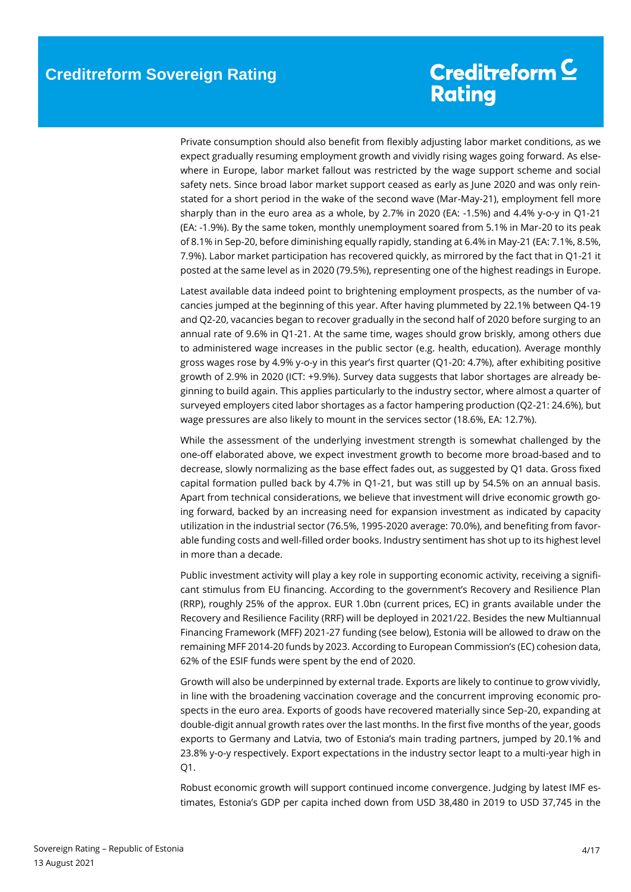Private consumption should also benefit from flexibly adjusting labor market conditions, as we expect gradually resuming employment growth and vividly rising wages going forward. As elsewhere in Europe, labor market fallout was restricted by the wage support scheme and social safety nets. Since broad labor market support ceased as early as June 2020 and was only reinstated for a short period in the wake of the second wave (Mar-May-21), employment fell more sharply than in the euro area as a whole, by 2.7% in 2020 (EA: -1.5%) and 4.4% y-o-y in Q1-21 (EA: -1.9%). By the same token, monthly unemployment soared from 5.1% in Mar-20 to its peak of 8.1% in Sep-20, before diminishing equally rapidly, standing at 6.4% in May-21 (EA: 7.1%, 8.5%, 7.9%). Labor market participation has recovered quickly, as mirrored by the fact that in Q1-21 it posted at the same level as in 2020 (79.5%), representing one of the highest readings in Europe.

Latest available data indeed point to brightening employment prospects, as the number of vacancies jumped at the beginning of this year. After having plummeted by 22.1% between Q4-19 and Q2-20, vacancies began to recover gradually in the second half of 2020 before surging to an annual rate of 9.6% in Q1-21. At the same time, wages should grow briskly, among others due to administered wage increases in the public sector (e.g. health, education). Average monthly gross wages rose by 4.9% y-o-y in this year's first quarter (Q1-20: 4.7%), after exhibiting positive growth of 2.9% in 2020 (ICT: +9.9%). Survey data suggests that labor shortages are already beginning to build again. This applies particularly to the industry sector, where almost a quarter of surveyed employers cited labor shortages as a factor hampering production (Q2-21: 24.6%), but wage pressures are also likely to mount in the services sector (18.6%, EA: 12.7%).

While the assessment of the underlying investment strength is somewhat challenged by the one-off elaborated above, we expect investment growth to become more broad-based and to decrease, slowly normalizing as the base effect fades out, as suggested by Q1 data. Gross fixed capital formation pulled back by 4.7% in Q1-21, but was still up by 54.5% on an annual basis. Apart from technical considerations, we believe that investment will drive economic growth going forward, backed by an increasing need for expansion investment as indicated by capacity utilization in the industrial sector (76.5%, 1995-2020 average: 70.0%), and benefiting from favorable funding costs and well-filled order books. Industry sentiment has shot up to its highest level in more than a decade.

Public investment activity will play a key role in supporting economic activity, receiving a significant stimulus from EU financing. According to the government's Recovery and Resilience Plan (RRP), roughly 25% of the approx. EUR 1.0bn (current prices, EC) in grants available under the Recovery and Resilience Facility (RRF) will be deployed in 2021/22. Besides the new Multiannual Financing Framework (MFF) 2021-27 funding (see below), Estonia will be allowed to draw on the remaining MFF 2014-20 funds by 2023. According to European Commission's (EC) cohesion data, 62% of the ESIF funds were spent by the end of 2020.

Growth will also be underpinned by external trade. Exports are likely to continue to grow vividly, in line with the broadening vaccination coverage and the concurrent improving economic prospects in the euro area. Exports of goods have recovered materially since Sep-20, expanding at double-digit annual growth rates over the last months. In the first five months of the year, goods exports to Germany and Latvia, two of Estonia's main trading partners, jumped by 20.1% and 23.8% y-o-y respectively. Export expectations in the industry sector leapt to a multi-year high in Q1.

Robust economic growth will support continued income convergence. Judging by latest IMF estimates, Estonia's GDP per capita inched down from USD 38,480 in 2019 to USD 37,745 in the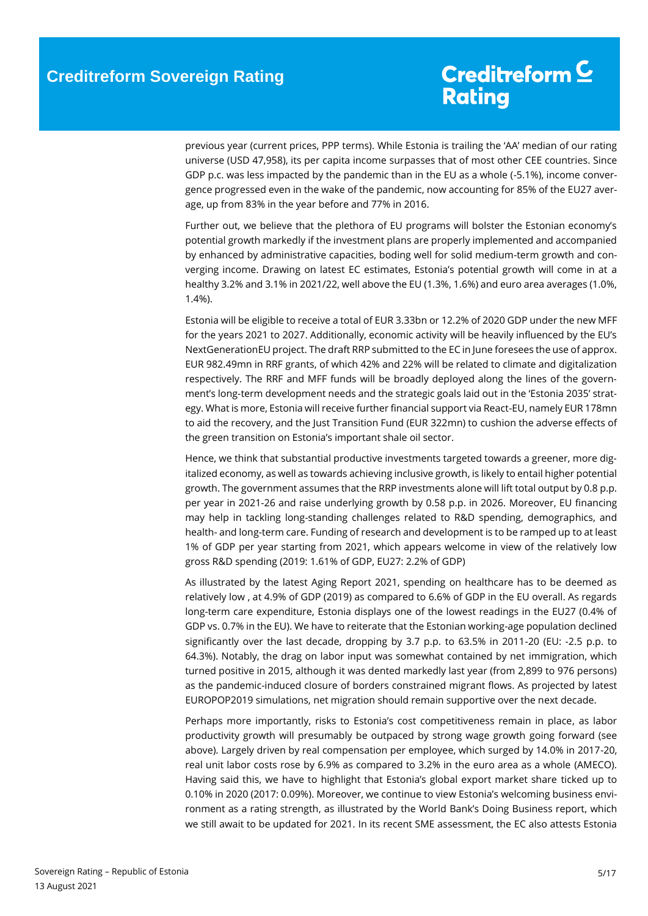previous year (current prices, PPP terms). While Estonia is trailing the 'AA' median of our rating universe (USD 47,958), its per capita income surpasses that of most other CEE countries. Since GDP p.c. was less impacted by the pandemic than in the EU as a whole (-5.1%), income convergence progressed even in the wake of the pandemic, now accounting for 85% of the EU27 average, up from 83% in the year before and 77% in 2016.

Further out, we believe that the plethora of EU programs will bolster the Estonian economy's potential growth markedly if the investment plans are properly implemented and accompanied by enhanced by administrative capacities, boding well for solid medium-term growth and converging income. Drawing on latest EC estimates, Estonia's potential growth will come in at a healthy 3.2% and 3.1% in 2021/22, well above the EU (1.3%, 1.6%) and euro area averages (1.0%, 1.4%).

Estonia will be eligible to receive a total of EUR 3.33bn or 12.2% of 2020 GDP under the new MFF for the years 2021 to 2027. Additionally, economic activity will be heavily influenced by the EU's NextGenerationEU project. The draft RRP submitted to the EC in June foresees the use of approx. EUR 982.49mn in RRF grants, of which 42% and 22% will be related to climate and digitalization respectively. The RRF and MFF funds will be broadly deployed along the lines of the government's long-term development needs and the strategic goals laid out in the 'Estonia 2035' strategy. What is more, Estonia will receive further financial support via React-EU, namely EUR 178mn to aid the recovery, and the Just Transition Fund (EUR 322mn) to cushion the adverse effects of the green transition on Estonia's important shale oil sector.

Hence, we think that substantial productive investments targeted towards a greener, more digitalized economy, as well as towards achieving inclusive growth, is likely to entail higher potential growth. The government assumes that the RRP investments alone will lift total output by 0.8 p.p. per year in 2021-26 and raise underlying growth by 0.58 p.p. in 2026. Moreover, EU financing may help in tackling long-standing challenges related to R&D spending, demographics, and health- and long-term care. Funding of research and development is to be ramped up to at least 1% of GDP per year starting from 2021, which appears welcome in view of the relatively low gross R&D spending (2019: 1.61% of GDP, EU27: 2.2% of GDP)

As illustrated by the latest Aging Report 2021, spending on healthcare has to be deemed as relatively low , at 4.9% of GDP (2019) as compared to 6.6% of GDP in the EU overall. As regards long-term care expenditure, Estonia displays one of the lowest readings in the EU27 (0.4% of GDP vs. 0.7% in the EU). We have to reiterate that the Estonian working-age population declined significantly over the last decade, dropping by 3.7 p.p. to 63.5% in 2011-20 (EU: -2.5 p.p. to 64.3%). Notably, the drag on labor input was somewhat contained by net immigration, which turned positive in 2015, although it was dented markedly last year (from 2,899 to 976 persons) as the pandemic-induced closure of borders constrained migrant flows. As projected by latest EUROPOP2019 simulations, net migration should remain supportive over the next decade.

Perhaps more importantly, risks to Estonia's cost competitiveness remain in place, as labor productivity growth will presumably be outpaced by strong wage growth going forward (see above). Largely driven by real compensation per employee, which surged by 14.0% in 2017-20, real unit labor costs rose by 6.9% as compared to 3.2% in the euro area as a whole (AMECO). Having said this, we have to highlight that Estonia's global export market share ticked up to 0.10% in 2020 (2017: 0.09%). Moreover, we continue to view Estonia's welcoming business environment as a rating strength, as illustrated by the World Bank's Doing Business report, which we still await to be updated for 2021. In its recent SME assessment, the EC also attests Estonia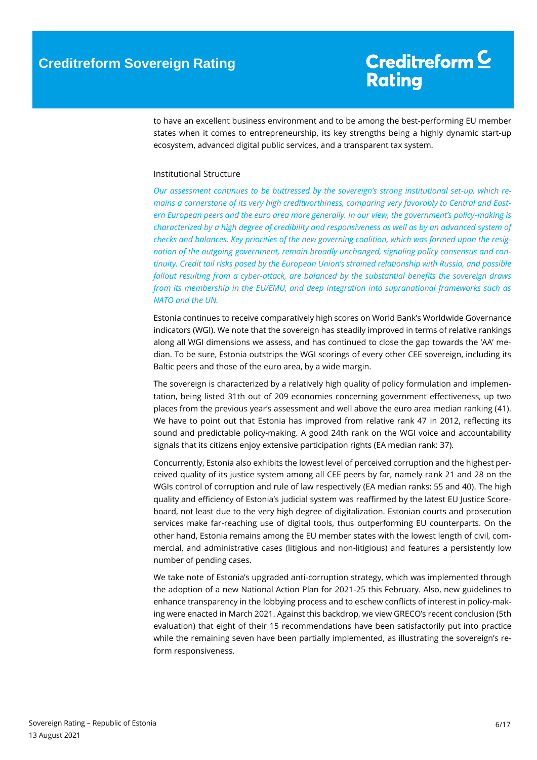to have an excellent business environment and to be among the best-performing EU member states when it comes to entrepreneurship, its key strengths being a highly dynamic start-up ecosystem, advanced digital public services, and a transparent tax system.

### Institutional Structure

*Our assessment continues to be buttressed by the sovereign's strong institutional set-up, which remains a cornerstone of its very high creditworthiness, comparing very favorably to Central and Eastern European peers and the euro area more generally. In our view, the government's policy-making is characterized by a high degree of credibility and responsiveness as well as by an advanced system of checks and balances. Key priorities of the new governing coalition, which was formed upon the resignation of the outgoing government, remain broadly unchanged, signaling policy consensus and continuity. Credit tail risks posed by the European Union's strained relationship with Russia, and possible fallout resulting from a cyber-attack, are balanced by the substantial benefits the sovereign draws from its membership in the EU/EMU, and deep integration into supranational frameworks such as NATO and the UN.*

Estonia continues to receive comparatively high scores on World Bank's Worldwide Governance indicators (WGI). We note that the sovereign has steadily improved in terms of relative rankings along all WGI dimensions we assess, and has continued to close the gap towards the 'AA' median. To be sure, Estonia outstrips the WGI scorings of every other CEE sovereign, including its Baltic peers and those of the euro area, by a wide margin.

The sovereign is characterized by a relatively high quality of policy formulation and implementation, being listed 31th out of 209 economies concerning government effectiveness, up two places from the previous year's assessment and well above the euro area median ranking (41). We have to point out that Estonia has improved from relative rank 47 in 2012, reflecting its sound and predictable policy-making. A good 24th rank on the WGI voice and accountability signals that its citizens enjoy extensive participation rights (EA median rank: 37).

Concurrently, Estonia also exhibits the lowest level of perceived corruption and the highest perceived quality of its justice system among all CEE peers by far, namely rank 21 and 28 on the WGIs control of corruption and rule of law respectively (EA median ranks: 55 and 40). The high quality and efficiency of Estonia's judicial system was reaffirmed by the latest EU Justice Scoreboard, not least due to the very high degree of digitalization. Estonian courts and prosecution services make far-reaching use of digital tools, thus outperforming EU counterparts. On the other hand, Estonia remains among the EU member states with the lowest length of civil, commercial, and administrative cases (litigious and non-litigious) and features a persistently low number of pending cases.

We take note of Estonia's upgraded anti-corruption strategy, which was implemented through the adoption of a new National Action Plan for 2021-25 this February. Also, new guidelines to enhance transparency in the lobbying process and to eschew conflicts of interest in policy-making were enacted in March 2021. Against this backdrop, we view GRECO's recent conclusion (5th evaluation) that eight of their 15 recommendations have been satisfactorily put into practice while the remaining seven have been partially implemented, as illustrating the sovereign's reform responsiveness.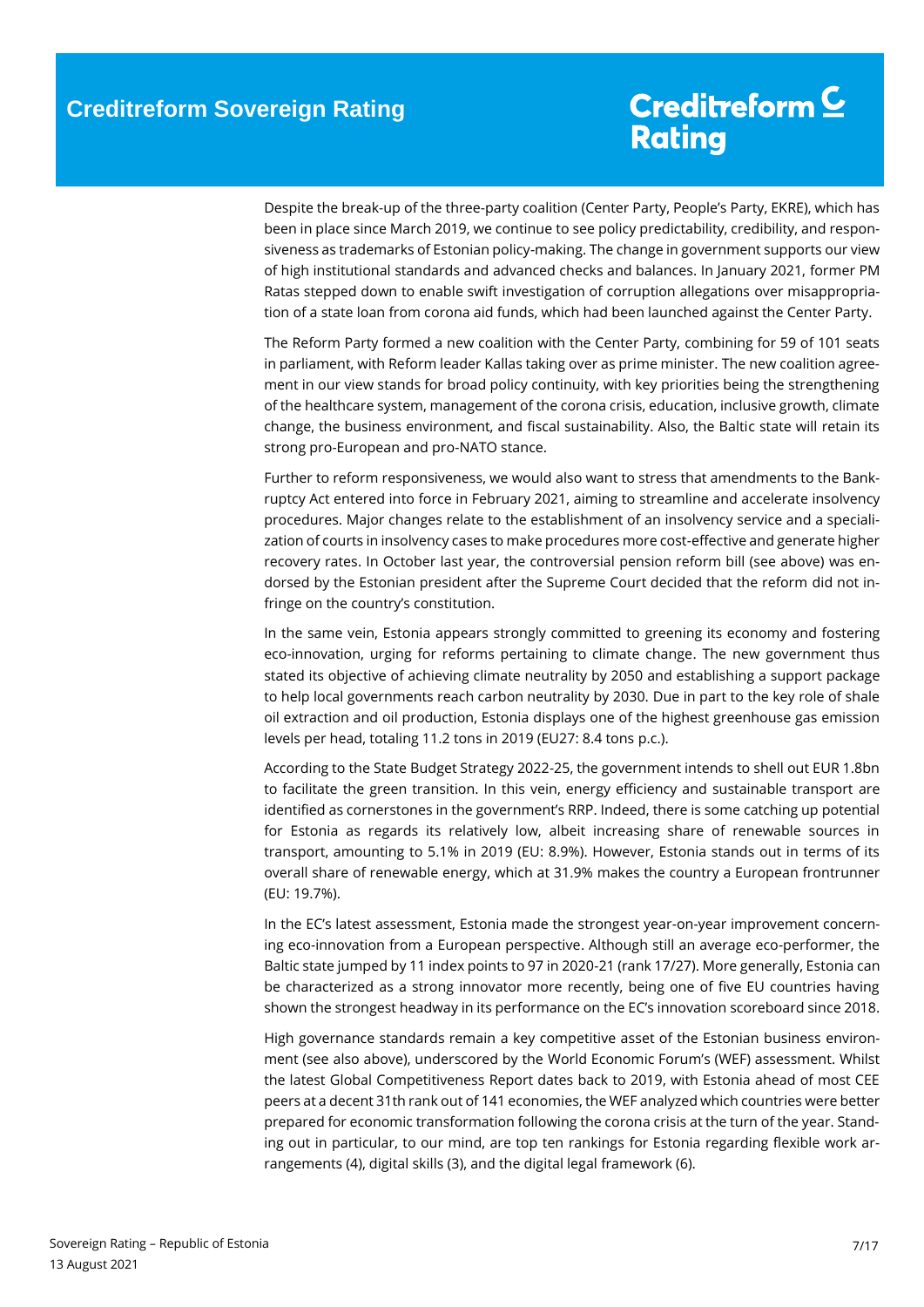Despite the break-up of the three-party coalition (Center Party, People's Party, EKRE), which has been in place since March 2019, we continue to see policy predictability, credibility, and responsiveness as trademarks of Estonian policy-making. The change in government supports our view of high institutional standards and advanced checks and balances. In January 2021, former PM Ratas stepped down to enable swift investigation of corruption allegations over misappropriation of a state loan from corona aid funds, which had been launched against the Center Party.

The Reform Party formed a new coalition with the Center Party, combining for 59 of 101 seats in parliament, with Reform leader Kallas taking over as prime minister. The new coalition agreement in our view stands for broad policy continuity, with key priorities being the strengthening of the healthcare system, management of the corona crisis, education, inclusive growth, climate change, the business environment, and fiscal sustainability. Also, the Baltic state will retain its strong pro-European and pro-NATO stance.

Further to reform responsiveness, we would also want to stress that amendments to the Bankruptcy Act entered into force in February 2021, aiming to streamline and accelerate insolvency procedures. Major changes relate to the establishment of an insolvency service and a specialization of courts in insolvency cases to make procedures more cost-effective and generate higher recovery rates. In October last year, the controversial pension reform bill (see above) was endorsed by the Estonian president after the Supreme Court decided that the reform did not infringe on the country's constitution.

In the same vein, Estonia appears strongly committed to greening its economy and fostering eco-innovation, urging for reforms pertaining to climate change. The new government thus stated its objective of achieving climate neutrality by 2050 and establishing a support package to help local governments reach carbon neutrality by 2030. Due in part to the key role of shale oil extraction and oil production, Estonia displays one of the highest greenhouse gas emission levels per head, totaling 11.2 tons in 2019 (EU27: 8.4 tons p.c.).

According to the State Budget Strategy 2022-25, the government intends to shell out EUR 1.8bn to facilitate the green transition. In this vein, energy efficiency and sustainable transport are identified as cornerstones in the government's RRP. Indeed, there is some catching up potential for Estonia as regards its relatively low, albeit increasing share of renewable sources in transport, amounting to 5.1% in 2019 (EU: 8.9%). However, Estonia stands out in terms of its overall share of renewable energy, which at 31.9% makes the country a European frontrunner (EU: 19.7%).

In the EC's latest assessment, Estonia made the strongest year-on-year improvement concerning eco-innovation from a European perspective. Although still an average eco-performer, the Baltic state jumped by 11 index points to 97 in 2020-21 (rank 17/27). More generally, Estonia can be characterized as a strong innovator more recently, being one of five EU countries having shown the strongest headway in its performance on the EC's innovation scoreboard since 2018.

High governance standards remain a key competitive asset of the Estonian business environment (see also above), underscored by the World Economic Forum's (WEF) assessment. Whilst the latest Global Competitiveness Report dates back to 2019, with Estonia ahead of most CEE peers at a decent 31th rank out of 141 economies, the WEF analyzed which countries were better prepared for economic transformation following the corona crisis at the turn of the year. Standing out in particular, to our mind, are top ten rankings for Estonia regarding flexible work arrangements (4), digital skills (3), and the digital legal framework (6).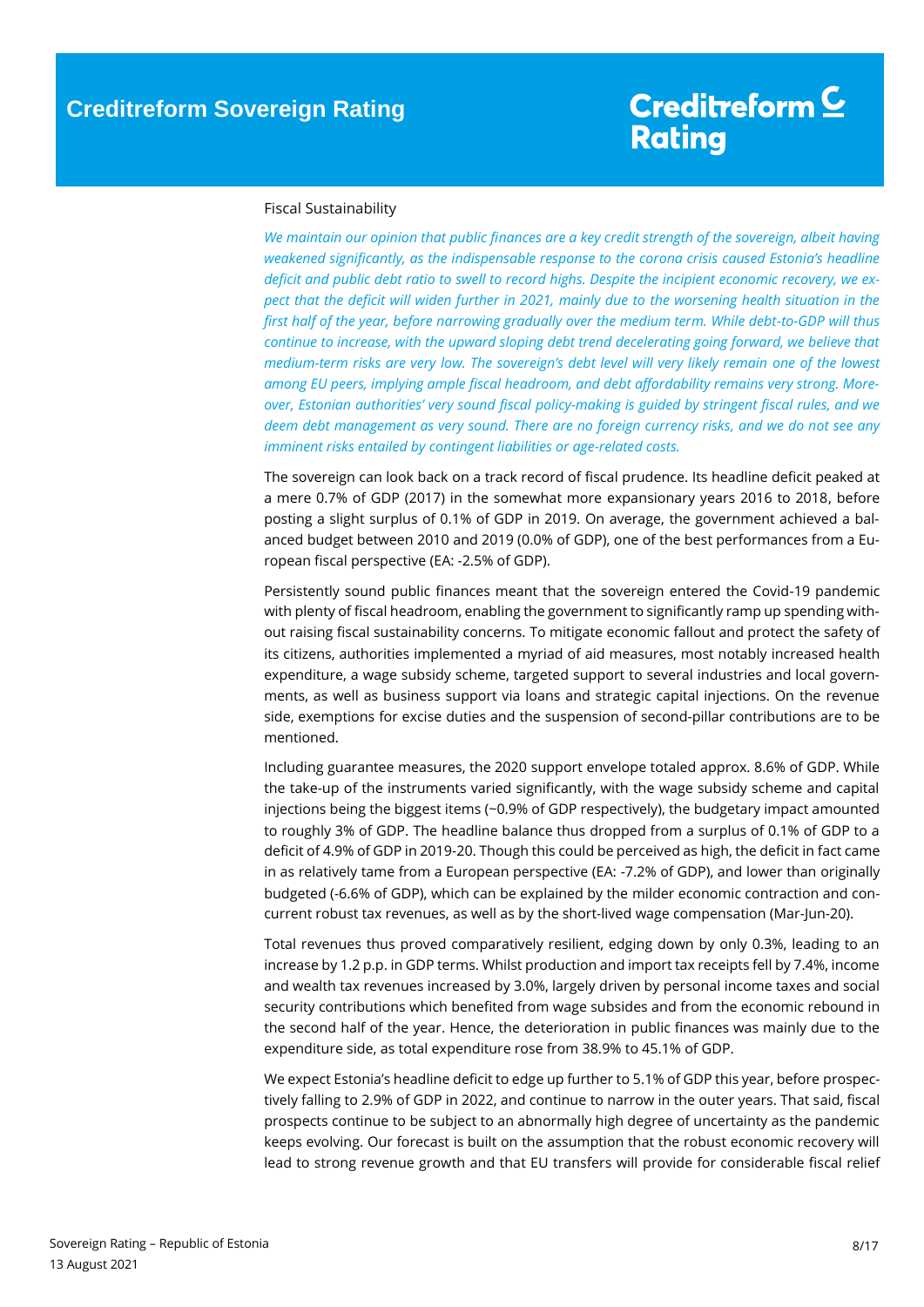Fiscal Sustainability

*We maintain our opinion that public finances are a key credit strength of the sovereign, albeit having weakened significantly, as the indispensable response to the corona crisis caused Estonia's headline deficit and public debt ratio to swell to record highs. Despite the incipient economic recovery, we expect that the deficit will widen further in 2021, mainly due to the worsening health situation in the first half of the year, before narrowing gradually over the medium term. While debt-to-GDP will thus continue to increase, with the upward sloping debt trend decelerating going forward, we believe that medium-term risks are very low. The sovereign's debt level will very likely remain one of the lowest among EU peers, implying ample fiscal headroom, and debt affordability remains very strong. Moreover, Estonian authorities' very sound fiscal policy-making is guided by stringent fiscal rules, and we deem debt management as very sound. There are no foreign currency risks, and we do not see any imminent risks entailed by contingent liabilities or age-related costs.*

The sovereign can look back on a track record of fiscal prudence. Its headline deficit peaked at a mere 0.7% of GDP (2017) in the somewhat more expansionary years 2016 to 2018, before posting a slight surplus of 0.1% of GDP in 2019. On average, the government achieved a balanced budget between 2010 and 2019 (0.0% of GDP), one of the best performances from a European fiscal perspective (EA: -2.5% of GDP).

Persistently sound public finances meant that the sovereign entered the Covid-19 pandemic with plenty of fiscal headroom, enabling the government to significantly ramp up spending without raising fiscal sustainability concerns. To mitigate economic fallout and protect the safety of its citizens, authorities implemented a myriad of aid measures, most notably increased health expenditure, a wage subsidy scheme, targeted support to several industries and local governments, as well as business support via loans and strategic capital injections. On the revenue side, exemptions for excise duties and the suspension of second-pillar contributions are to be mentioned.

Including guarantee measures, the 2020 support envelope totaled approx. 8.6% of GDP. While the take-up of the instruments varied significantly, with the wage subsidy scheme and capital injections being the biggest items (~0.9% of GDP respectively), the budgetary impact amounted to roughly 3% of GDP. The headline balance thus dropped from a surplus of 0.1% of GDP to a deficit of 4.9% of GDP in 2019-20. Though this could be perceived as high, the deficit in fact came in as relatively tame from a European perspective (EA: -7.2% of GDP), and lower than originally budgeted (-6.6% of GDP), which can be explained by the milder economic contraction and concurrent robust tax revenues, as well as by the short-lived wage compensation (Mar-Jun-20).

Total revenues thus proved comparatively resilient, edging down by only 0.3%, leading to an increase by 1.2 p.p. in GDP terms. Whilst production and import tax receipts fell by 7.4%, income and wealth tax revenues increased by 3.0%, largely driven by personal income taxes and social security contributions which benefited from wage subsides and from the economic rebound in the second half of the year. Hence, the deterioration in public finances was mainly due to the expenditure side, as total expenditure rose from 38.9% to 45.1% of GDP.

We expect Estonia's headline deficit to edge up further to 5.1% of GDP this year, before prospectively falling to 2.9% of GDP in 2022, and continue to narrow in the outer years. That said, fiscal prospects continue to be subject to an abnormally high degree of uncertainty as the pandemic keeps evolving. Our forecast is built on the assumption that the robust economic recovery will lead to strong revenue growth and that EU transfers will provide for considerable fiscal relief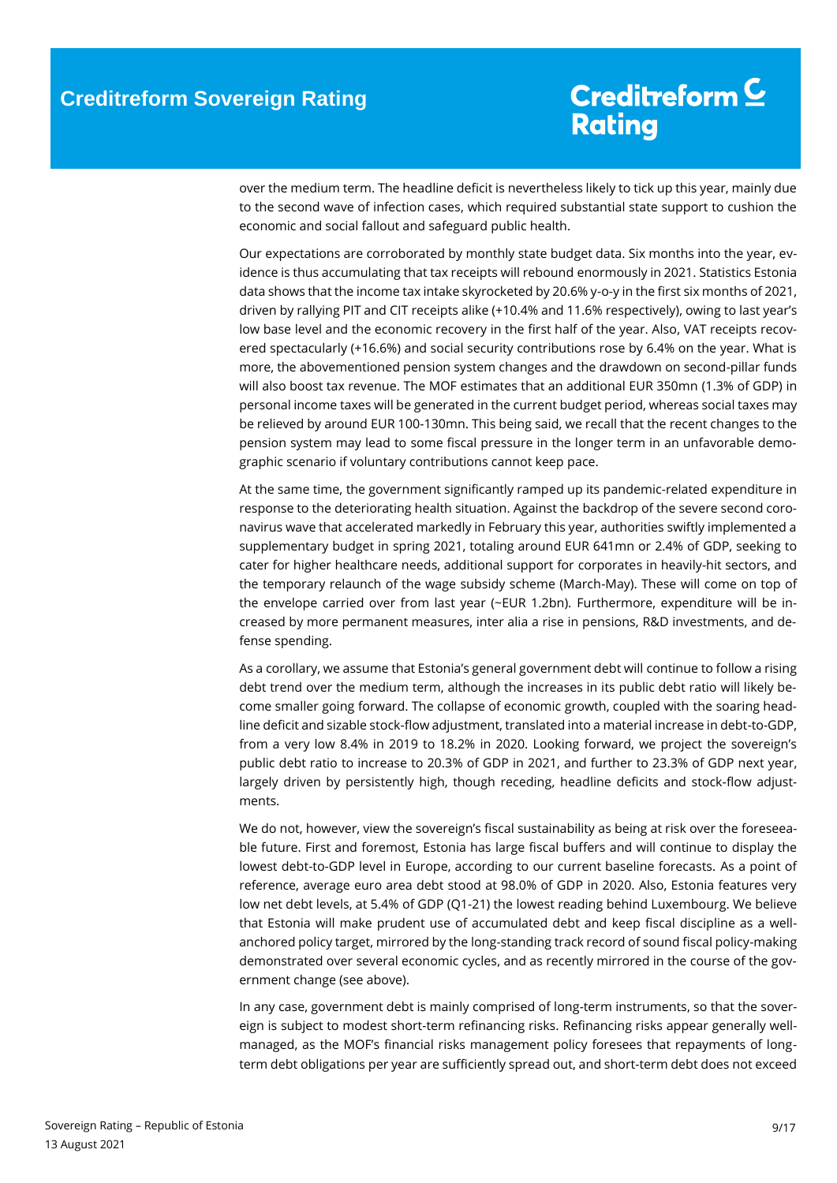over the medium term. The headline deficit is nevertheless likely to tick up this year, mainly due to the second wave of infection cases, which required substantial state support to cushion the economic and social fallout and safeguard public health.

Our expectations are corroborated by monthly state budget data. Six months into the year, evidence is thus accumulating that tax receipts will rebound enormously in 2021. Statistics Estonia data shows that the income tax intake skyrocketed by 20.6% y-o-y in the first six months of 2021, driven by rallying PIT and CIT receipts alike (+10.4% and 11.6% respectively), owing to last year's low base level and the economic recovery in the first half of the year. Also, VAT receipts recovered spectacularly (+16.6%) and social security contributions rose by 6.4% on the year. What is more, the abovementioned pension system changes and the drawdown on second-pillar funds will also boost tax revenue. The MOF estimates that an additional EUR 350mn (1.3% of GDP) in personal income taxes will be generated in the current budget period, whereas social taxes may be relieved by around EUR 100-130mn. This being said, we recall that the recent changes to the pension system may lead to some fiscal pressure in the longer term in an unfavorable demographic scenario if voluntary contributions cannot keep pace.

At the same time, the government significantly ramped up its pandemic-related expenditure in response to the deteriorating health situation. Against the backdrop of the severe second coronavirus wave that accelerated markedly in February this year, authorities swiftly implemented a supplementary budget in spring 2021, totaling around EUR 641mn or 2.4% of GDP, seeking to cater for higher healthcare needs, additional support for corporates in heavily-hit sectors, and the temporary relaunch of the wage subsidy scheme (March-May). These will come on top of the envelope carried over from last year (~EUR 1.2bn). Furthermore, expenditure will be increased by more permanent measures, inter alia a rise in pensions, R&D investments, and defense spending.

As a corollary, we assume that Estonia's general government debt will continue to follow a rising debt trend over the medium term, although the increases in its public debt ratio will likely become smaller going forward. The collapse of economic growth, coupled with the soaring headline deficit and sizable stock-flow adjustment, translated into a material increase in debt-to-GDP, from a very low 8.4% in 2019 to 18.2% in 2020. Looking forward, we project the sovereign's public debt ratio to increase to 20.3% of GDP in 2021, and further to 23.3% of GDP next year, largely driven by persistently high, though receding, headline deficits and stock-flow adjustments.

We do not, however, view the sovereign's fiscal sustainability as being at risk over the foreseeable future. First and foremost, Estonia has large fiscal buffers and will continue to display the lowest debt-to-GDP level in Europe, according to our current baseline forecasts. As a point of reference, average euro area debt stood at 98.0% of GDP in 2020. Also, Estonia features very low net debt levels, at 5.4% of GDP (Q1-21) the lowest reading behind Luxembourg. We believe that Estonia will make prudent use of accumulated debt and keep fiscal discipline as a well-anchored policy target, mirrored by the long-standing track record of sound fiscal policy-making demonstrated over several economic cycles, and as recently mirrored in the course of the government change (see above).

In any case, government debt is mainly comprised of long-term instruments, so that the sovereign is subject to modest short-term refinancing risks. Refinancing risks appear generally well-managed, as the MOF's financial risks management policy foresees that repayments of long-term debt obligations per year are sufficiently spread out, and short-term debt does not exceed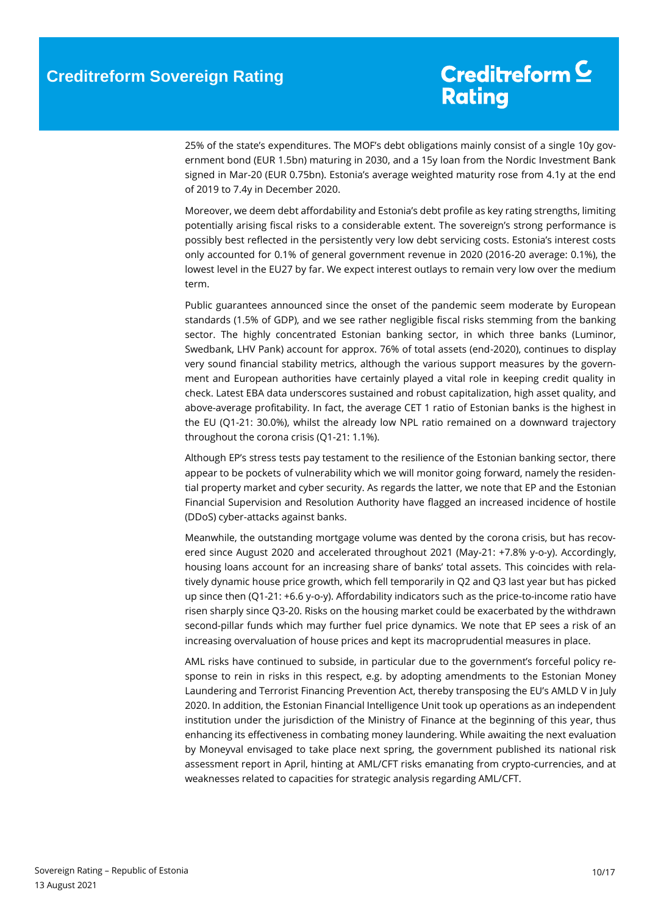25% of the state's expenditures. The MOF's debt obligations mainly consist of a single 10y government bond (EUR 1.5bn) maturing in 2030, and a 15y loan from the Nordic Investment Bank signed in Mar-20 (EUR 0.75bn). Estonia's average weighted maturity rose from 4.1y at the end of 2019 to 7.4y in December 2020.

Moreover, we deem debt affordability and Estonia's debt profile as key rating strengths, limiting potentially arising fiscal risks to a considerable extent. The sovereign's strong performance is possibly best reflected in the persistently very low debt servicing costs. Estonia's interest costs only accounted for 0.1% of general government revenue in 2020 (2016-20 average: 0.1%), the lowest level in the EU27 by far. We expect interest outlays to remain very low over the medium term.

Public guarantees announced since the onset of the pandemic seem moderate by European standards (1.5% of GDP), and we see rather negligible fiscal risks stemming from the banking sector. The highly concentrated Estonian banking sector, in which three banks (Luminor, Swedbank, LHV Pank) account for approx. 76% of total assets (end-2020), continues to display very sound financial stability metrics, although the various support measures by the government and European authorities have certainly played a vital role in keeping credit quality in check. Latest EBA data underscores sustained and robust capitalization, high asset quality, and above-average profitability. In fact, the average CET 1 ratio of Estonian banks is the highest in the EU (Q1-21: 30.0%), whilst the already low NPL ratio remained on a downward trajectory throughout the corona crisis (Q1-21: 1.1%).

Although EP's stress tests pay testament to the resilience of the Estonian banking sector, there appear to be pockets of vulnerability which we will monitor going forward, namely the residential property market and cyber security. As regards the latter, we note that EP and the Estonian Financial Supervision and Resolution Authority have flagged an increased incidence of hostile (DDoS) cyber-attacks against banks.

Meanwhile, the outstanding mortgage volume was dented by the corona crisis, but has recovered since August 2020 and accelerated throughout 2021 (May-21: +7.8% y-o-y). Accordingly, housing loans account for an increasing share of banks' total assets. This coincides with relatively dynamic house price growth, which fell temporarily in Q2 and Q3 last year but has picked up since then (Q1-21: +6.6 y-o-y). Affordability indicators such as the price-to-income ratio have risen sharply since Q3-20. Risks on the housing market could be exacerbated by the withdrawn second-pillar funds which may further fuel price dynamics. We note that EP sees a risk of an increasing overvaluation of house prices and kept its macroprudential measures in place.

AML risks have continued to subside, in particular due to the government's forceful policy response to rein in risks in this respect, e.g. by adopting amendments to the Estonian Money Laundering and Terrorist Financing Prevention Act, thereby transposing the EU's AMLD V in July 2020. In addition, the Estonian Financial Intelligence Unit took up operations as an independent institution under the jurisdiction of the Ministry of Finance at the beginning of this year, thus enhancing its effectiveness in combating money laundering. While awaiting the next evaluation by Moneyval envisaged to take place next spring, the government published its national risk assessment report in April, hinting at AML/CFT risks emanating from crypto-currencies, and at weaknesses related to capacities for strategic analysis regarding AML/CFT.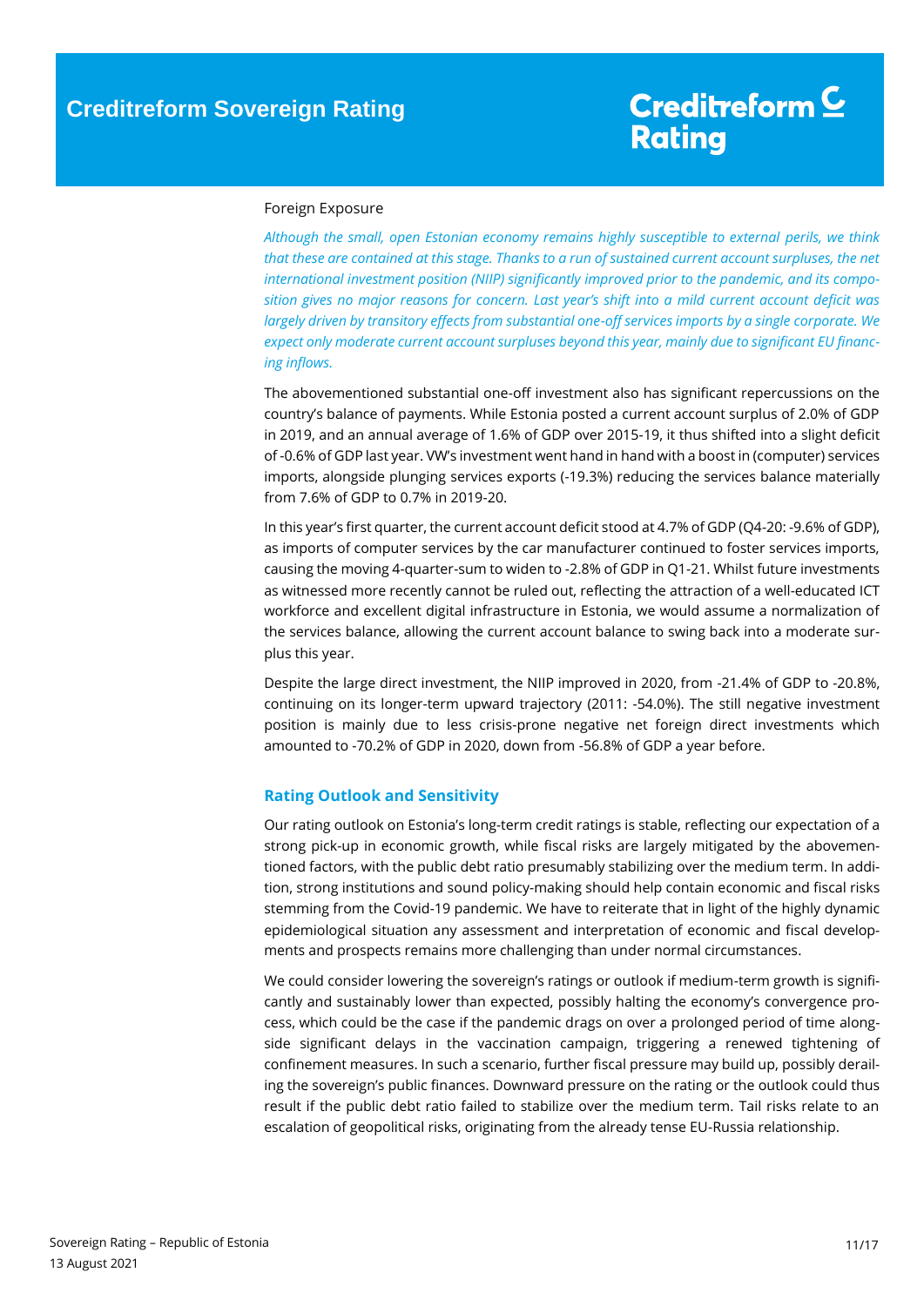Foreign Exposure

*Although the small, open Estonian economy remains highly susceptible to external perils, we think that these are contained at this stage. Thanks to a run of sustained current account surpluses, the net international investment position (NIIP) significantly improved prior to the pandemic, and its composition gives no major reasons for concern. Last year's shift into a mild current account deficit was largely driven by transitory effects from substantial one-off services imports by a single corporate. We expect only moderate current account surpluses beyond this year, mainly due to significant EU financing inflows.*

The abovementioned substantial one-off investment also has significant repercussions on the country's balance of payments. While Estonia posted a current account surplus of 2.0% of GDP in 2019, and an annual average of 1.6% of GDP over 2015-19, it thus shifted into a slight deficit of -0.6% of GDP last year. VW's investment went hand in hand with a boost in (computer) services imports, alongside plunging services exports (-19.3%) reducing the services balance materially from 7.6% of GDP to 0.7% in 2019-20.

In this year's first quarter, the current account deficit stood at 4.7% of GDP (Q4-20: -9.6% of GDP), as imports of computer services by the car manufacturer continued to foster services imports, causing the moving 4-quarter-sum to widen to -2.8% of GDP in Q1-21. Whilst future investments as witnessed more recently cannot be ruled out, reflecting the attraction of a well-educated ICT workforce and excellent digital infrastructure in Estonia, we would assume a normalization of the services balance, allowing the current account balance to swing back into a moderate surplus this year.

Despite the large direct investment, the NIIP improved in 2020, from -21.4% of GDP to -20.8%, continuing on its longer-term upward trajectory (2011: -54.0%). The still negative investment position is mainly due to less crisis-prone negative net foreign direct investments which amounted to -70.2% of GDP in 2020, down from -56.8% of GDP a year before.

## Rating Outlook and Sensitivity

Our rating outlook on Estonia's long-term credit ratings is stable, reflecting our expectation of a strong pick-up in economic growth, while fiscal risks are largely mitigated by the abovementioned factors, with the public debt ratio presumably stabilizing over the medium term. In addition, strong institutions and sound policy-making should help contain economic and fiscal risks stemming from the Covid-19 pandemic. We have to reiterate that in light of the highly dynamic epidemiological situation any assessment and interpretation of economic and fiscal developments and prospects remains more challenging than under normal circumstances.

We could consider lowering the sovereign's ratings or outlook if medium-term growth is significantly and sustainably lower than expected, possibly halting the economy's convergence process, which could be the case if the pandemic drags on over a prolonged period of time alongside significant delays in the vaccination campaign, triggering a renewed tightening of confinement measures. In such a scenario, further fiscal pressure may build up, possibly derailing the sovereign's public finances. Downward pressure on the rating or the outlook could thus result if the public debt ratio failed to stabilize over the medium term. Tail risks relate to an escalation of geopolitical risks, originating from the already tense EU-Russia relationship.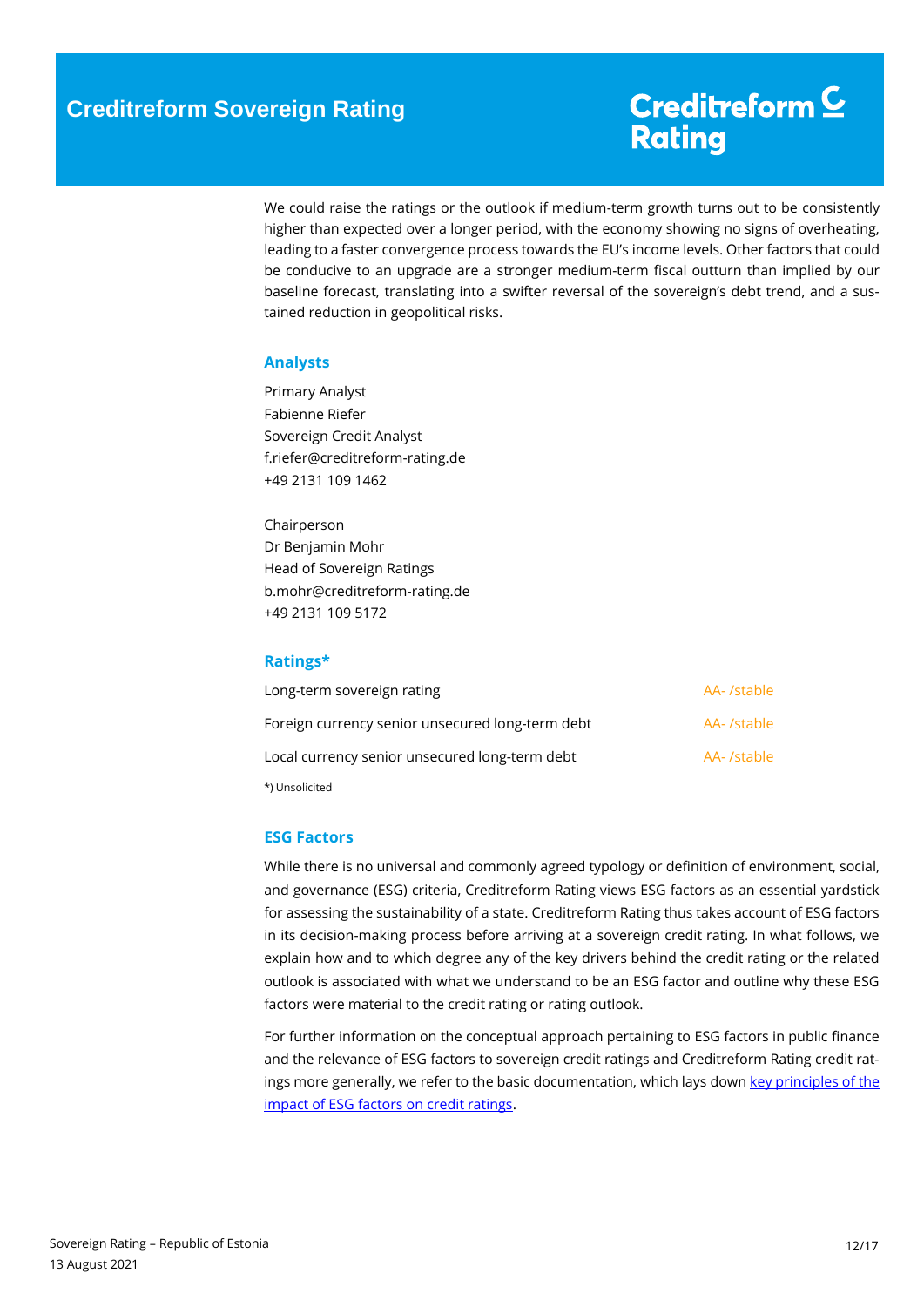We could raise the ratings or the outlook if medium-term growth turns out to be consistently higher than expected over a longer period, with the economy showing no signs of overheating, leading to a faster convergence process towards the EU's income levels. Other factors that could be conducive to an upgrade are a stronger medium-term fiscal outturn than implied by our baseline forecast, translating into a swifter reversal of the sovereign's debt trend, and a sustained reduction in geopolitical risks.

## Analysts

Primary Analyst
Fabienne Riefer
Sovereign Credit Analyst
f.riefer@creditreform-rating.de
+49 2131 109 1462

Chairperson
Dr Benjamin Mohr
Head of Sovereign Ratings
b.mohr@creditreform-rating.de
+49 2131 109 5172

## Ratings*

| | |
|---|---|
| Long-term sovereign rating | AA- /stable |
| Foreign currency senior unsecured long-term debt | AA- /stable |
| Local currency senior unsecured long-term debt | AA- /stable |

*) Unsolicited

## ESG Factors

While there is no universal and commonly agreed typology or definition of environment, social, and governance (ESG) criteria, Creditreform Rating views ESG factors as an essential yardstick for assessing the sustainability of a state. Creditreform Rating thus takes account of ESG factors in its decision-making process before arriving at a sovereign credit rating. In what follows, we explain how and to which degree any of the key drivers behind the credit rating or the related outlook is associated with what we understand to be an ESG factor and outline why these ESG factors were material to the credit rating or rating outlook.

For further information on the conceptual approach pertaining to ESG factors in public finance and the relevance of ESG factors to sovereign credit ratings and Creditreform Rating credit ratings more generally, we refer to the basic documentation, which lays down key principles of the impact of ESG factors on credit ratings.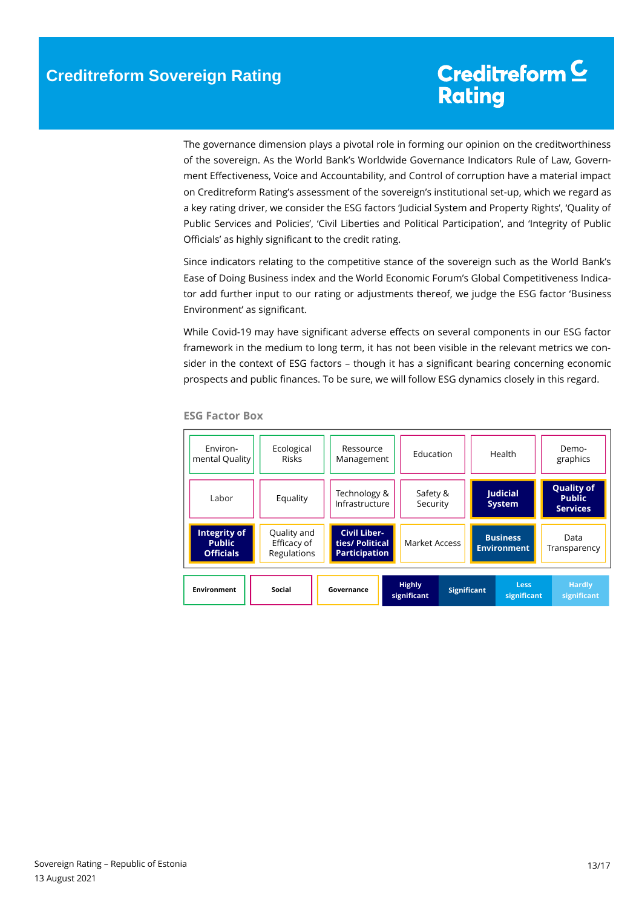The governance dimension plays a pivotal role in forming our opinion on the creditworthiness of the sovereign. As the World Bank's Worldwide Governance Indicators Rule of Law, Government Effectiveness, Voice and Accountability, and Control of corruption have a material impact on Creditreform Rating's assessment of the sovereign's institutional set-up, which we regard as a key rating driver, we consider the ESG factors 'Judicial System and Property Rights', 'Quality of Public Services and Policies', 'Civil Liberties and Political Participation', and 'Integrity of Public Officials' as highly significant to the credit rating.

Since indicators relating to the competitive stance of the sovereign such as the World Bank's Ease of Doing Business index and the World Economic Forum's Global Competitiveness Indicator add further input to our rating or adjustments thereof, we judge the ESG factor 'Business Environment' as significant.

While Covid-19 may have significant adverse effects on several components in our ESG factor framework in the medium to long term, it has not been visible in the relevant metrics we consider in the context of ESG factors – though it has a significant bearing concerning economic prospects and public finances. To be sure, we will follow ESG dynamics closely in this regard.

**ESG Factor Box**

| | | | | | |
|---|---|---|---|---|---|
| Environmental Quality | Ecological Risks | Ressource Management | Education | Health | Demographics |
| Labor | Equality | Technology & Infrastructure | Safety & Security | **Judicial System** | **Quality of Public Services** |
| **Integrity of Public Officials** | Quality and Efficacy of Regulations | **Civil Liberties/ Political Participation** | Market Access | **Business Environment** | Data Transparency |

| Environment | Social | Governance | Highly significant | Significant | Less significant | Hardly significant |
|---|---|---|---|---|---|---|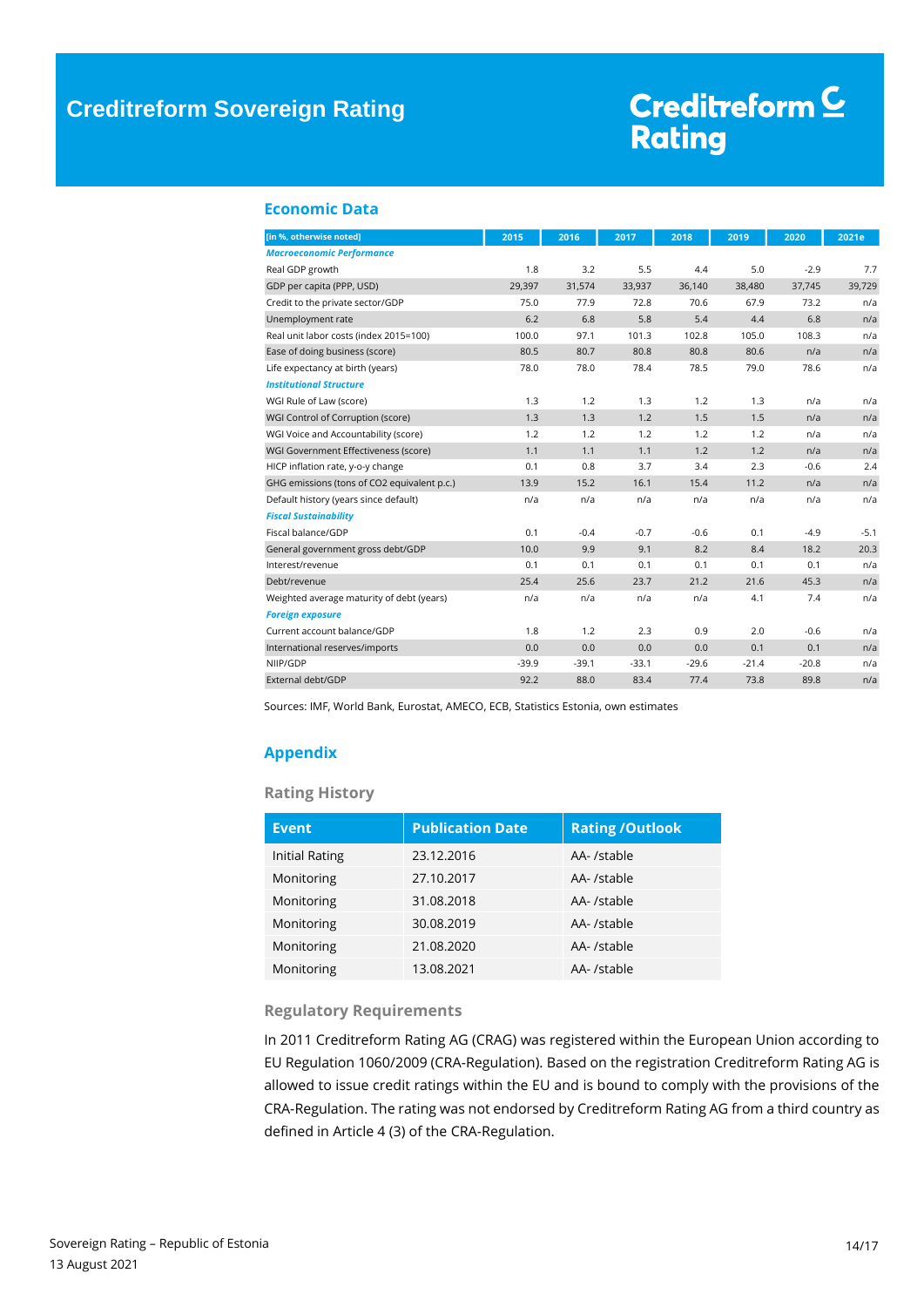## Economic Data

| [in %, otherwise noted] | 2015 | 2016 | 2017 | 2018 | 2019 | 2020 | 2021e |
|---|---|---|---|---|---|---|---|
| ***Macroeconomic Performance*** | | | | | | | |
| Real GDP growth | 1.8 | 3.2 | 5.5 | 4.4 | 5.0 | -2.9 | 7.7 |
| GDP per capita (PPP, USD) | 29,397 | 31,574 | 33,937 | 36,140 | 38,480 | 37,745 | 39,729 |
| Credit to the private sector/GDP | 75.0 | 77.9 | 72.8 | 70.6 | 67.9 | 73.2 | n/a |
| Unemployment rate | 6.2 | 6.8 | 5.8 | 5.4 | 4.4 | 6.8 | n/a |
| Real unit labor costs (index 2015=100) | 100.0 | 97.1 | 101.3 | 102.8 | 105.0 | 108.3 | n/a |
| Ease of doing business (score) | 80.5 | 80.7 | 80.8 | 80.8 | 80.6 | n/a | n/a |
| Life expectancy at birth (years) | 78.0 | 78.0 | 78.4 | 78.5 | 79.0 | 78.6 | n/a |
| ***Institutional Structure*** | | | | | | | |
| WGI Rule of Law (score) | 1.3 | 1.2 | 1.3 | 1.2 | 1.3 | n/a | n/a |
| WGI Control of Corruption (score) | 1.3 | 1.3 | 1.2 | 1.5 | 1.5 | n/a | n/a |
| WGI Voice and Accountability (score) | 1.2 | 1.2 | 1.2 | 1.2 | 1.2 | n/a | n/a |
| WGI Government Effectiveness (score) | 1.1 | 1.1 | 1.1 | 1.2 | 1.2 | n/a | n/a |
| HICP inflation rate, y-o-y change | 0.1 | 0.8 | 3.7 | 3.4 | 2.3 | -0.6 | 2.4 |
| GHG emissions (tons of CO2 equivalent p.c.) | 13.9 | 15.2 | 16.1 | 15.4 | 11.2 | n/a | n/a |
| Default history (years since default) | n/a | n/a | n/a | n/a | n/a | n/a | n/a |
| ***Fiscal Sustainability*** | | | | | | | |
| Fiscal balance/GDP | 0.1 | -0.4 | -0.7 | -0.6 | 0.1 | -4.9 | -5.1 |
| General government gross debt/GDP | 10.0 | 9.9 | 9.1 | 8.2 | 8.4 | 18.2 | 20.3 |
| Interest/revenue | 0.1 | 0.1 | 0.1 | 0.1 | 0.1 | 0.1 | n/a |
| Debt/revenue | 25.4 | 25.6 | 23.7 | 21.2 | 21.6 | 45.3 | n/a |
| Weighted average maturity of debt (years) | n/a | n/a | n/a | n/a | 4.1 | 7.4 | n/a |
| ***Foreign exposure*** | | | | | | | |
| Current account balance/GDP | 1.8 | 1.2 | 2.3 | 0.9 | 2.0 | -0.6 | n/a |
| International reserves/imports | 0.0 | 0.0 | 0.0 | 0.0 | 0.1 | 0.1 | n/a |
| NIIP/GDP | -39.9 | -39.1 | -33.1 | -29.6 | -21.4 | -20.8 | n/a |
| External debt/GDP | 92.2 | 88.0 | 83.4 | 77.4 | 73.8 | 89.8 | n/a |

Sources: IMF, World Bank, Eurostat, AMECO, ECB, Statistics Estonia, own estimates

## Appendix

### Rating History

| Event | Publication Date | Rating /Outlook |
|---|---|---|
| Initial Rating | 23.12.2016 | AA- /stable |
| Monitoring | 27.10.2017 | AA- /stable |
| Monitoring | 31.08.2018 | AA- /stable |
| Monitoring | 30.08.2019 | AA- /stable |
| Monitoring | 21.08.2020 | AA- /stable |
| Monitoring | 13.08.2021 | AA- /stable |

### Regulatory Requirements

In 2011 Creditreform Rating AG (CRAG) was registered within the European Union according to EU Regulation 1060/2009 (CRA-Regulation). Based on the registration Creditreform Rating AG is allowed to issue credit ratings within the EU and is bound to comply with the provisions of the CRA-Regulation. The rating was not endorsed by Creditreform Rating AG from a third country as defined in Article 4 (3) of the CRA-Regulation.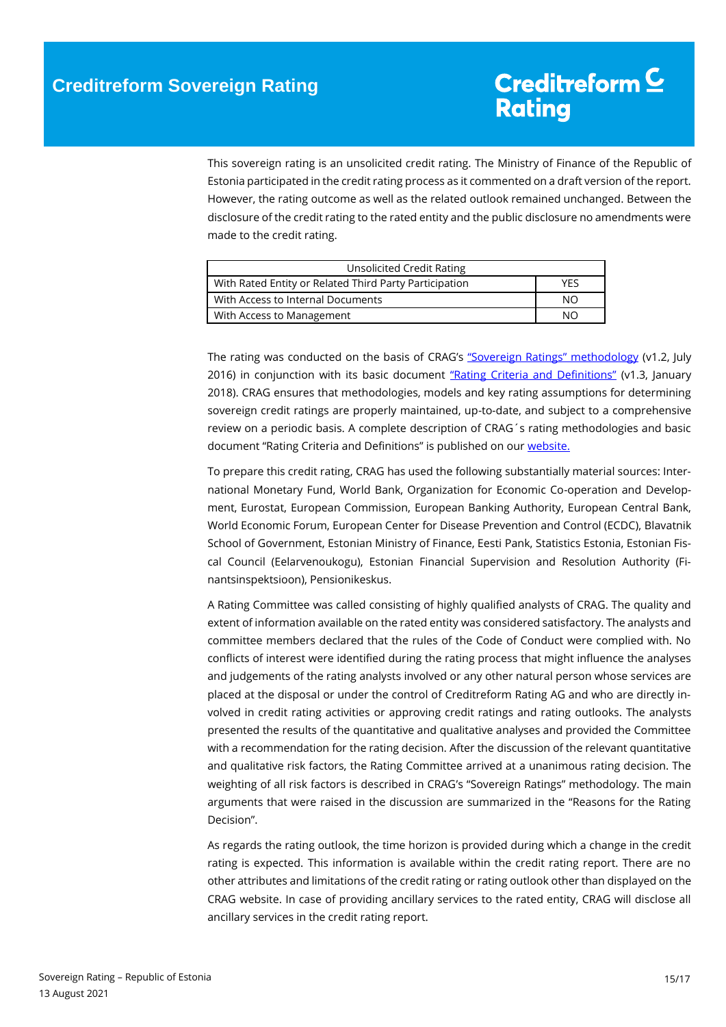This sovereign rating is an unsolicited credit rating. The Ministry of Finance of the Republic of Estonia participated in the credit rating process as it commented on a draft version of the report. However, the rating outcome as well as the related outlook remained unchanged. Between the disclosure of the credit rating to the rated entity and the public disclosure no amendments were made to the credit rating.

| Unsolicited Credit Rating | |
|---|---|
| With Rated Entity or Related Third Party Participation | YES |
| With Access to Internal Documents | NO |
| With Access to Management | NO |

The rating was conducted on the basis of CRAG's "Sovereign Ratings" methodology (v1.2, July 2016) in conjunction with its basic document "Rating Criteria and Definitions" (v1.3, January 2018). CRAG ensures that methodologies, models and key rating assumptions for determining sovereign credit ratings are properly maintained, up-to-date, and subject to a comprehensive review on a periodic basis. A complete description of CRAG´s rating methodologies and basic document "Rating Criteria and Definitions" is published on our website.

To prepare this credit rating, CRAG has used the following substantially material sources: International Monetary Fund, World Bank, Organization for Economic Co-operation and Development, Eurostat, European Commission, European Banking Authority, European Central Bank, World Economic Forum, European Center for Disease Prevention and Control (ECDC), Blavatnik School of Government, Estonian Ministry of Finance, Eesti Pank, Statistics Estonia, Estonian Fiscal Council (Eelarvenoukogu), Estonian Financial Supervision and Resolution Authority (Finantsinspektsioon), Pensionikeskus.

A Rating Committee was called consisting of highly qualified analysts of CRAG. The quality and extent of information available on the rated entity was considered satisfactory. The analysts and committee members declared that the rules of the Code of Conduct were complied with. No conflicts of interest were identified during the rating process that might influence the analyses and judgements of the rating analysts involved or any other natural person whose services are placed at the disposal or under the control of Creditreform Rating AG and who are directly involved in credit rating activities or approving credit ratings and rating outlooks. The analysts presented the results of the quantitative and qualitative analyses and provided the Committee with a recommendation for the rating decision. After the discussion of the relevant quantitative and qualitative risk factors, the Rating Committee arrived at a unanimous rating decision. The weighting of all risk factors is described in CRAG's "Sovereign Ratings" methodology. The main arguments that were raised in the discussion are summarized in the "Reasons for the Rating Decision".

As regards the rating outlook, the time horizon is provided during which a change in the credit rating is expected. This information is available within the credit rating report. There are no other attributes and limitations of the credit rating or rating outlook other than displayed on the CRAG website. In case of providing ancillary services to the rated entity, CRAG will disclose all ancillary services in the credit rating report.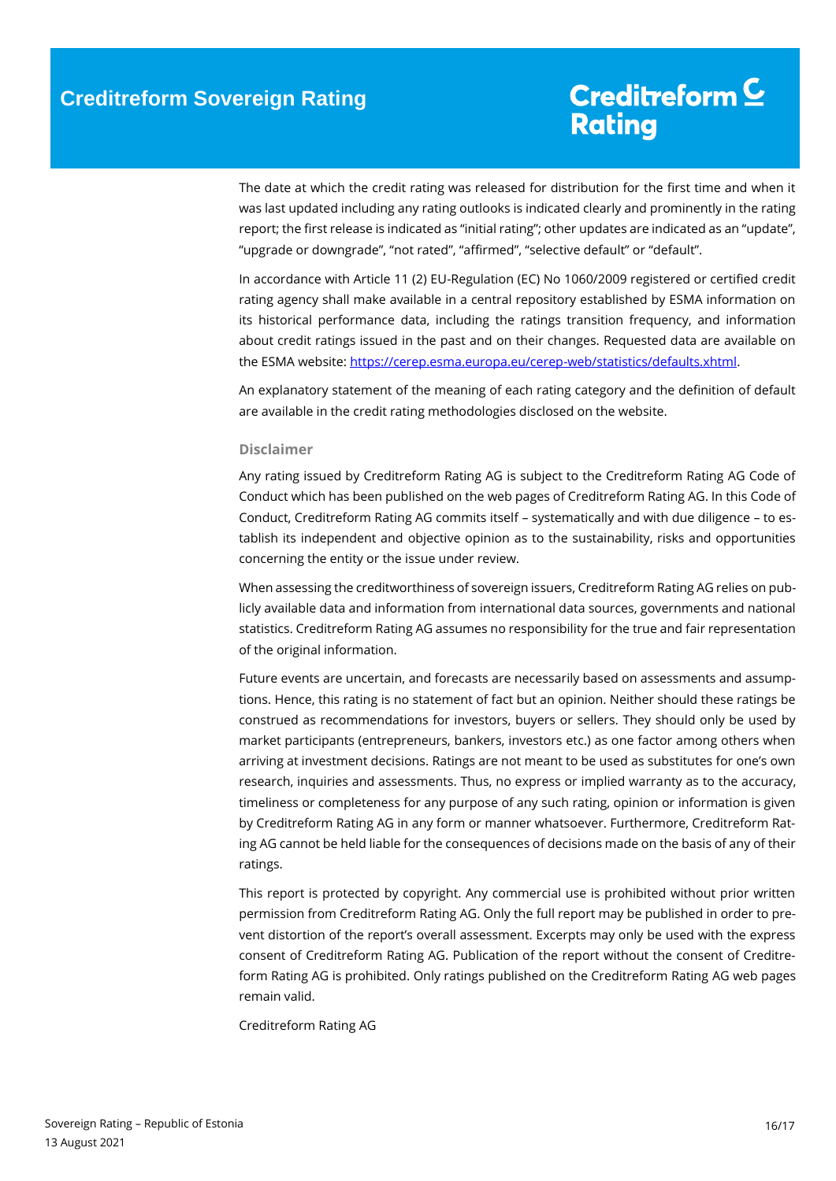The date at which the credit rating was released for distribution for the first time and when it was last updated including any rating outlooks is indicated clearly and prominently in the rating report; the first release is indicated as "initial rating"; other updates are indicated as an "update", "upgrade or downgrade", "not rated", "affirmed", "selective default" or "default".

In accordance with Article 11 (2) EU-Regulation (EC) No 1060/2009 registered or certified credit rating agency shall make available in a central repository established by ESMA information on its historical performance data, including the ratings transition frequency, and information about credit ratings issued in the past and on their changes. Requested data are available on the ESMA website: https://cerep.esma.europa.eu/cerep-web/statistics/defaults.xhtml.

An explanatory statement of the meaning of each rating category and the definition of default are available in the credit rating methodologies disclosed on the website.

### Disclaimer

Any rating issued by Creditreform Rating AG is subject to the Creditreform Rating AG Code of Conduct which has been published on the web pages of Creditreform Rating AG. In this Code of Conduct, Creditreform Rating AG commits itself – systematically and with due diligence – to establish its independent and objective opinion as to the sustainability, risks and opportunities concerning the entity or the issue under review.

When assessing the creditworthiness of sovereign issuers, Creditreform Rating AG relies on publicly available data and information from international data sources, governments and national statistics. Creditreform Rating AG assumes no responsibility for the true and fair representation of the original information.

Future events are uncertain, and forecasts are necessarily based on assessments and assumptions. Hence, this rating is no statement of fact but an opinion. Neither should these ratings be construed as recommendations for investors, buyers or sellers. They should only be used by market participants (entrepreneurs, bankers, investors etc.) as one factor among others when arriving at investment decisions. Ratings are not meant to be used as substitutes for one's own research, inquiries and assessments. Thus, no express or implied warranty as to the accuracy, timeliness or completeness for any purpose of any such rating, opinion or information is given by Creditreform Rating AG in any form or manner whatsoever. Furthermore, Creditreform Rating AG cannot be held liable for the consequences of decisions made on the basis of any of their ratings.

This report is protected by copyright. Any commercial use is prohibited without prior written permission from Creditreform Rating AG. Only the full report may be published in order to prevent distortion of the report's overall assessment. Excerpts may only be used with the express consent of Creditreform Rating AG. Publication of the report without the consent of Creditreform Rating AG is prohibited. Only ratings published on the Creditreform Rating AG web pages remain valid.

Creditreform Rating AG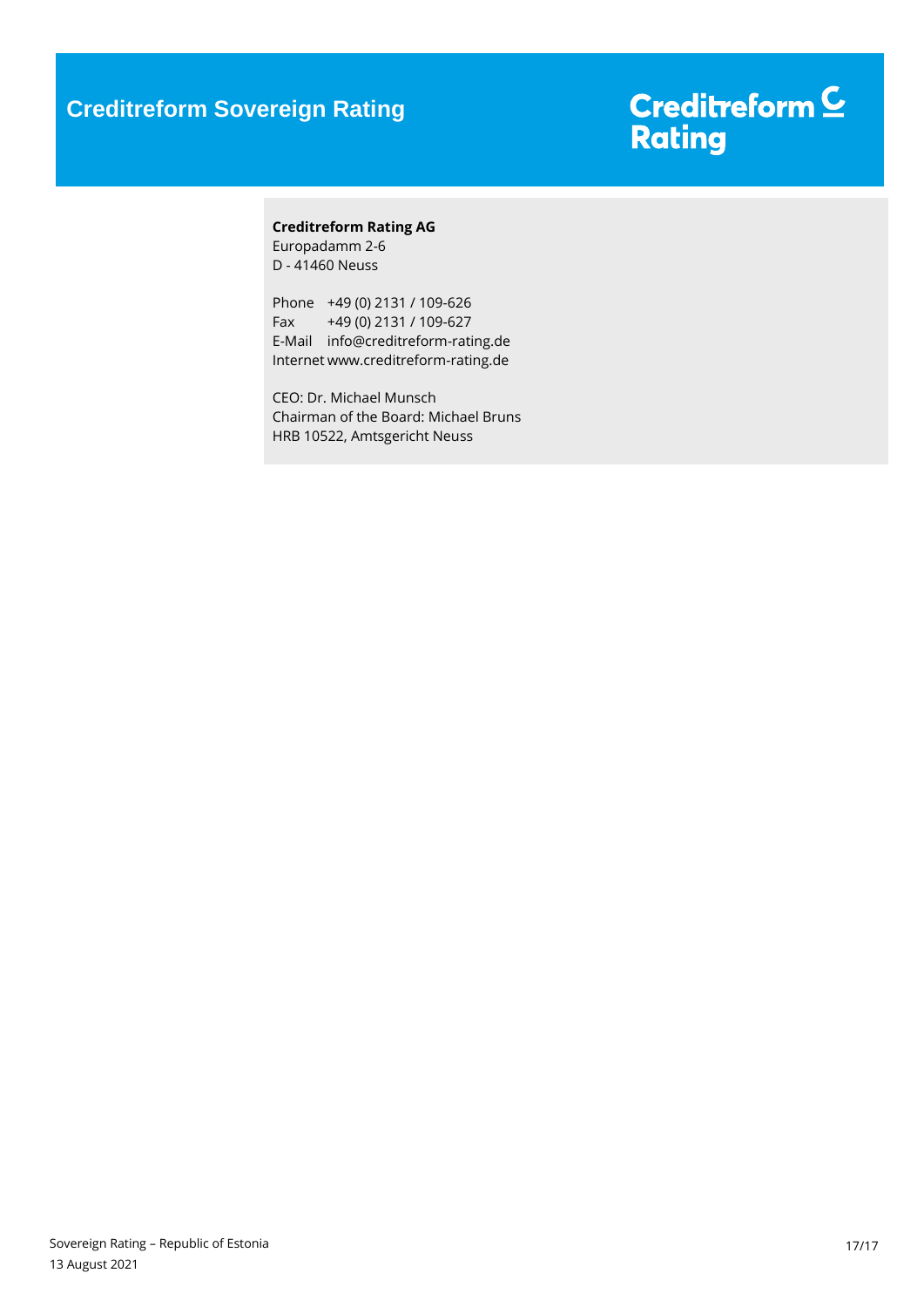**Creditreform Rating AG**
Europadamm 2-6
D - 41460 Neuss

Phone +49 (0) 2131 / 109-626
Fax +49 (0) 2131 / 109-627
E-Mail info@creditreform-rating.de
Internet www.creditreform-rating.de

CEO: Dr. Michael Munsch
Chairman of the Board: Michael Bruns
HRB 10522, Amtsgericht Neuss